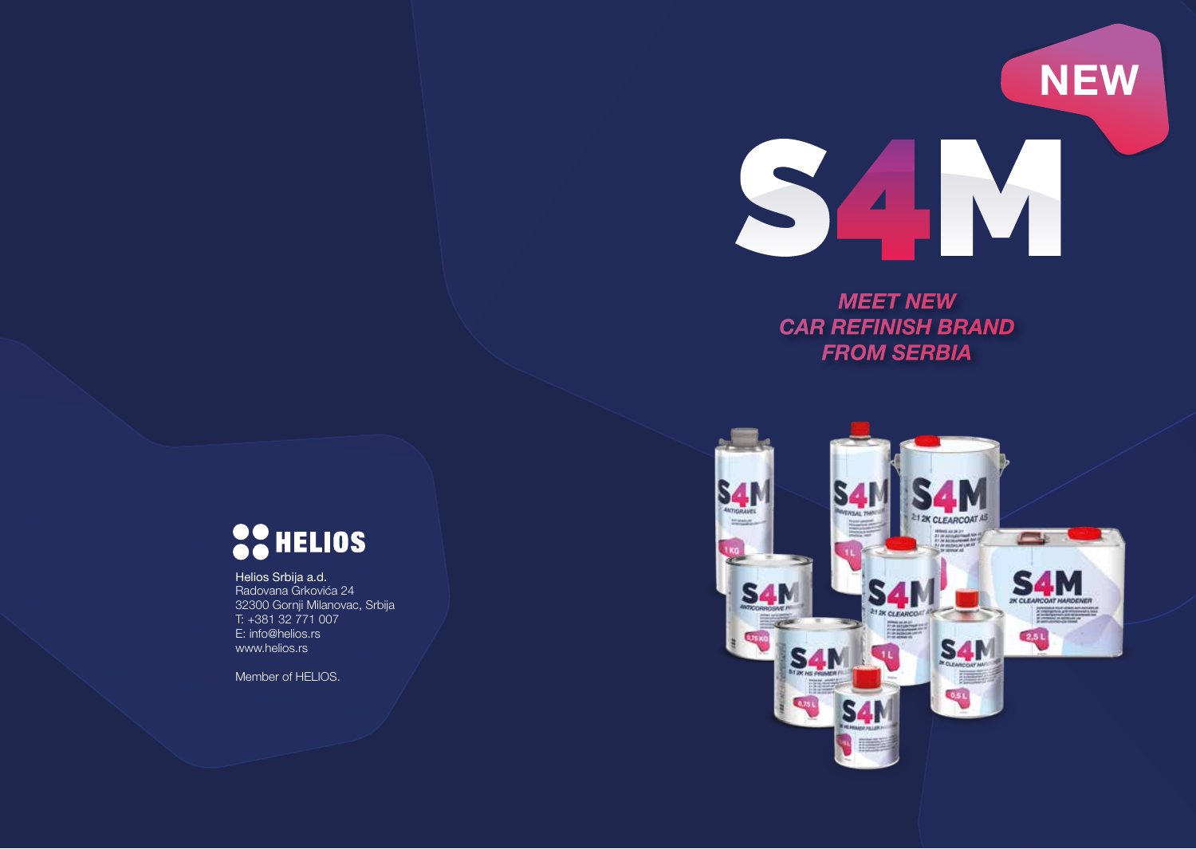NEW

# S4M

***MEET NEW CAR REFINISH BRAND FROM SERBIA***

**HELIOS**

Helios Srbija a.d.
Radovana Grkovića 24
32300 Gornji Milanovac, Srbija
T: +381 32 771 007
E: info@helios.rs
www.helios.rs

Member of HELIOS.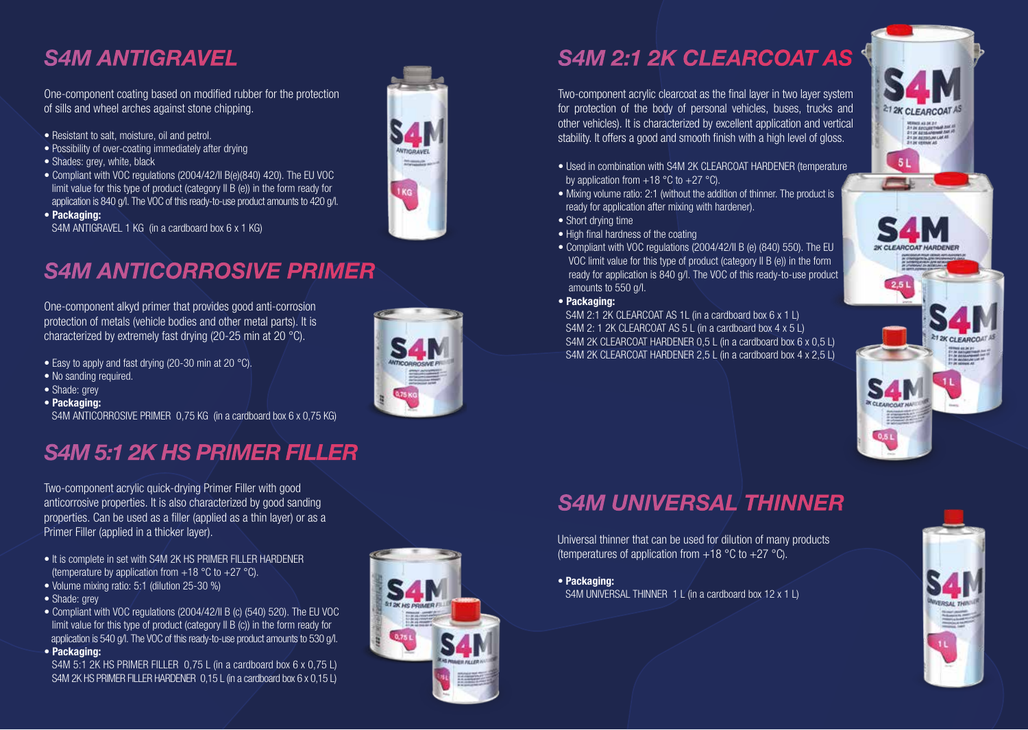## S4M ANTIGRAVEL

One-component coating based on modified rubber for the protection of sills and wheel arches against stone chipping.

- Resistant to salt, moisture, oil and petrol.
- Possibility of over-coating immediately after drying
- Shades: grey, white, black
- Compliant with VOC regulations (2004/42/II B(e)(840) 420). The EU VOC limit value for this type of product (category II B (e)) in the form ready for application is 840 g/l. The VOC of this ready-to-use product amounts to 420 g/l.
- **Packaging:**
  S4M ANTIGRAVEL 1 KG (in a cardboard box 6 x 1 KG)

## S4M ANTICORROSIVE PRIMER

One-component alkyd primer that provides good anti-corrosion protection of metals (vehicle bodies and other metal parts). It is characterized by extremely fast drying (20-25 min at 20 °C).

- Easy to apply and fast drying (20-30 min at 20 °C).
- No sanding required.
- Shade: grey
- **Packaging:**
  S4M ANTICORROSIVE PRIMER 0,75 KG (in a cardboard box 6 x 0,75 KG)

## S4M 5:1 2K HS PRIMER FILLER

Two-component acrylic quick-drying Primer Filler with good anticorrosive properties. It is also characterized by good sanding properties. Can be used as a filler (applied as a thin layer) or as a Primer Filler (applied in a thicker layer).

- It is complete in set with S4M 2K HS PRIMER FILLER HARDENER (temperature by application from +18 °C to +27 °C).
- Volume mixing ratio: 5:1 (dilution 25-30 %)
- Shade: grey
- Compliant with VOC regulations (2004/42/II B (c) (540) 520). The EU VOC limit value for this type of product (category II B (c)) in the form ready for application is 540 g/l. The VOC of this ready-to-use product amounts to 530 g/l.
- **Packaging:**
  S4M 5:1 2K HS PRIMER FILLER 0,75 L (in a cardboard box 6 x 0,75 L)
  S4M 2K HS PRIMER FILLER HARDENER 0,15 L (in a cardboard box 6 x 0,15 L)

## S4M 2:1 2K CLEARCOAT AS

Two-component acrylic clearcoat as the final layer in two layer system for protection of the body of personal vehicles, buses, trucks and other vehicles). It is characterized by excellent application and vertical stability. It offers a good and smooth finish with a high level of gloss.

- Used in combination with S4M 2K CLEARCOAT HARDENER (temperature by application from +18 °C to +27 °C).
- Mixing volume ratio: 2:1 (without the addition of thinner. The product is ready for application after mixing with hardener).
- Short drying time
- High final hardness of the coating
- Compliant with VOC regulations (2004/42/II B (e) (840) 550). The EU VOC limit value for this type of product (category II B (e)) in the form ready for application is 840 g/l. The VOC of this ready-to-use product amounts to 550 g/l.
- **Packaging:**
  S4M 2:1 2K CLEARCOAT AS 1L (in a cardboard box 6 x 1 L)
  S4M 2: 1 2K CLEARCOAT AS 5 L (in a cardboard box 4 x 5 L)
  S4M 2K CLEARCOAT HARDENER 0,5 L (in a cardboard box 6 x 0,5 L)
  S4M 2K CLEARCOAT HARDENER 2,5 L (in a cardboard box 4 x 2,5 L)

## S4M UNIVERSAL THINNER

Universal thinner that can be used for dilution of many products (temperatures of application from +18 °C to +27 °C).

- **Packaging:**
  S4M UNIVERSAL THINNER 1 L (in a cardboard box 12 x 1 L)